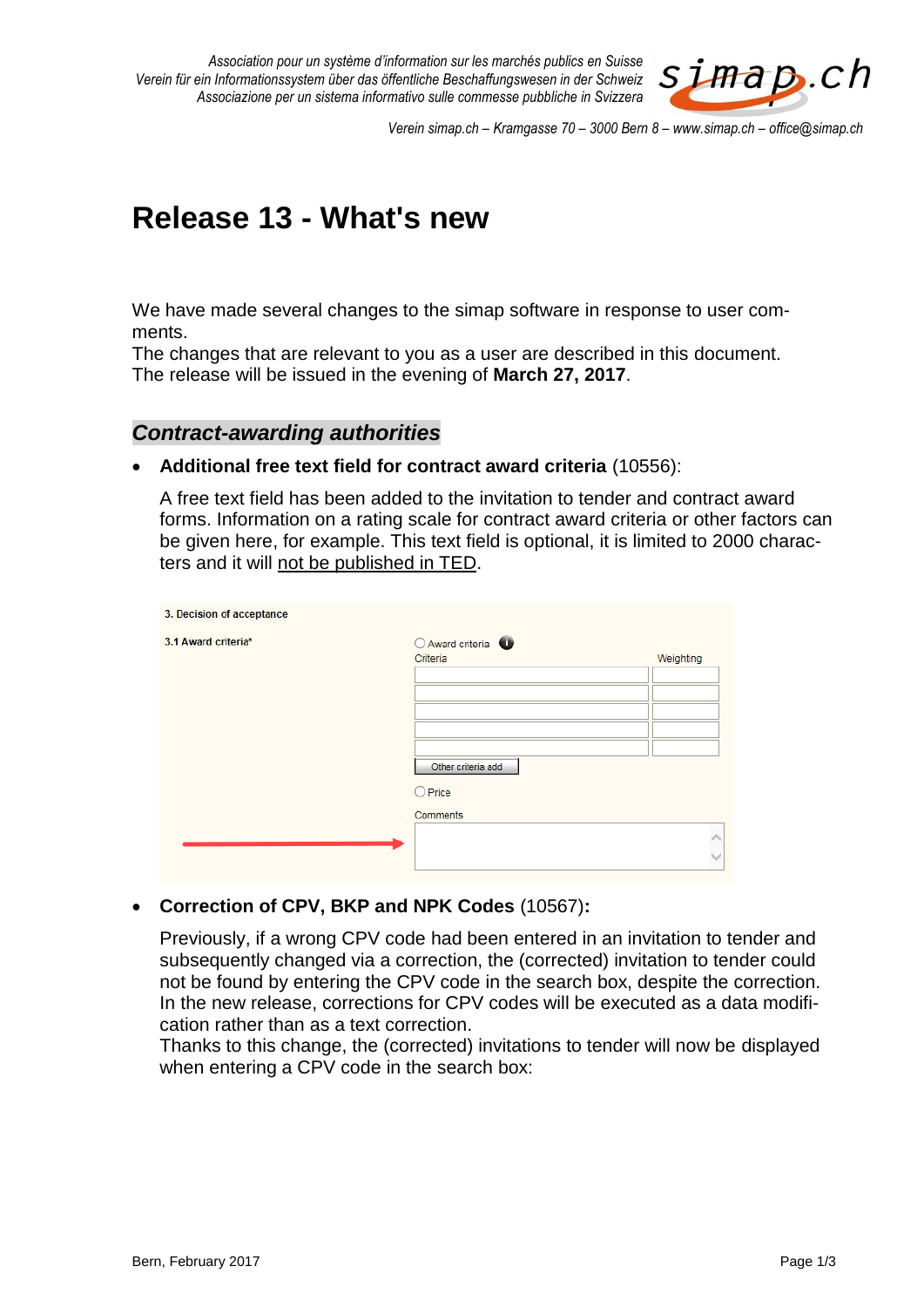Association pour un système d'information sur les marchés publics en Suisse
Verein für ein Informationssystem über das öffentliche Beschaffungswesen in der Schweiz
Associazione per un sistema informativo sulle commesse pubbliche in Svizzera

simap.ch

Verein simap.ch – Kramgasse 70 – 3000 Bern 8 – www.simap.ch – office@simap.ch

# Release 13 - What's new

We have made several changes to the simap software in response to user comments.
The changes that are relevant to you as a user are described in this document.
The release will be issued in the evening of **March 27, 2017**.

## *Contract-awarding authorities*

- **Additional free text field for contract award criteria** (10556):

  A free text field has been added to the invitation to tender and contract award forms. Information on a rating scale for contract award criteria or other factors can be given here, for example. This text field is optional, it is limited to 2000 characters and it will not be published in TED.

  3. Decision of acceptance

  3.1 Award criteria*

  Award criteria

  Criteria | Weighting

  Other criteria add

  Price

  Comments

- **Correction of CPV, BKP and NPK Codes** (10567)**:**

  Previously, if a wrong CPV code had been entered in an invitation to tender and subsequently changed via a correction, the (corrected) invitation to tender could not be found by entering the CPV code in the search box, despite the correction. In the new release, corrections for CPV codes will be executed as a data modification rather than as a text correction.
  Thanks to this change, the (corrected) invitations to tender will now be displayed when entering a CPV code in the search box:

Bern, February 2017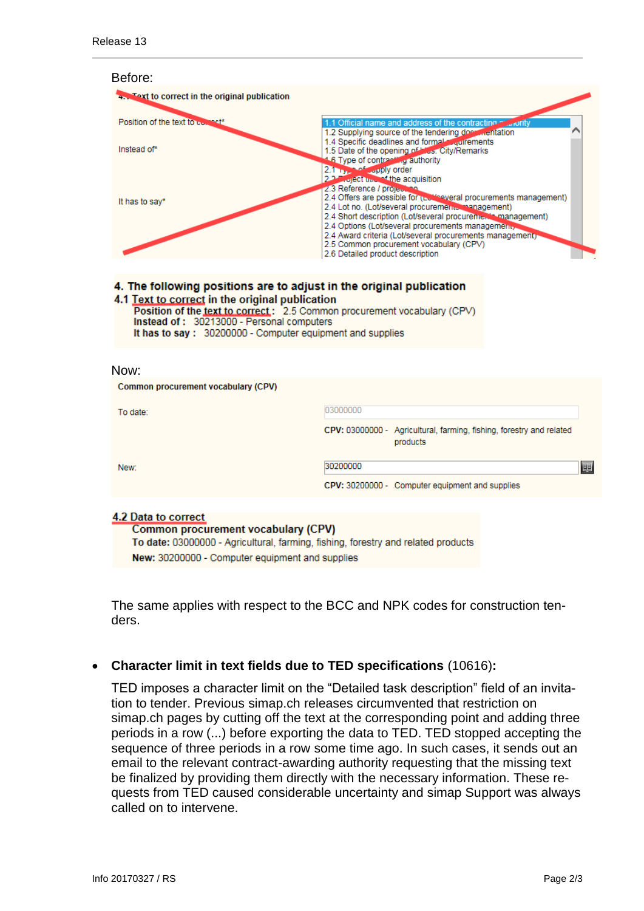Before:

4.1 Text to correct in the original publication

Position of the text to correct*

Instead of*

It has to say*

1.1 Official name and address of the contracting authority
1.2 Supplying source of the tendering documentation
1.4 Specific deadlines and formal requirements
1.5 Date of the opening of bids: City/Remarks
1.6 Type of contracting authority
2.1 Type of supply order
2.2 Project title of the acquisition
2.3 Reference / project no.
2.4 Offers are possible for (Lot/several procurements management)
2.4 Lot no. (Lot/several procurements management)
2.4 Short description (Lot/several procurements management)
2.4 Options (Lot/several procurements management)
2.4 Award criteria (Lot/several procurements management)
2.5 Common procurement vocabulary (CPV)
2.6 Detailed product description

**4. The following positions are to adjust in the original publication**

**4.1 Text to correct in the original publication**

**Position of the text to correct :** 2.5 Common procurement vocabulary (CPV)
**Instead of :** 30213000 - Personal computers
**It has to say :** 30200000 - Computer equipment and supplies

Now:

**Common procurement vocabulary (CPV)**

To date: 03000000

**CPV:** 03000000 - Agricultural, farming, fishing, forestry and related products

New: 30200000

**CPV:** 30200000 - Computer equipment and supplies

**4.2 Data to correct**

**Common procurement vocabulary (CPV)**
**To date:** 03000000 - Agricultural, farming, fishing, forestry and related products
**New:** 30200000 - Computer equipment and supplies

The same applies with respect to the BCC and NPK codes for construction tenders.

- **Character limit in text fields due to TED specifications** (10616)**:**

  TED imposes a character limit on the "Detailed task description" field of an invitation to tender. Previous simap.ch releases circumvented that restriction on simap.ch pages by cutting off the text at the corresponding point and adding three periods in a row (...) before exporting the data to TED. TED stopped accepting the sequence of three periods in a row some time ago. In such cases, it sends out an email to the relevant contract-awarding authority requesting that the missing text be finalized by providing them directly with the necessary information. These requests from TED caused considerable uncertainty and simap Support was always called on to intervene.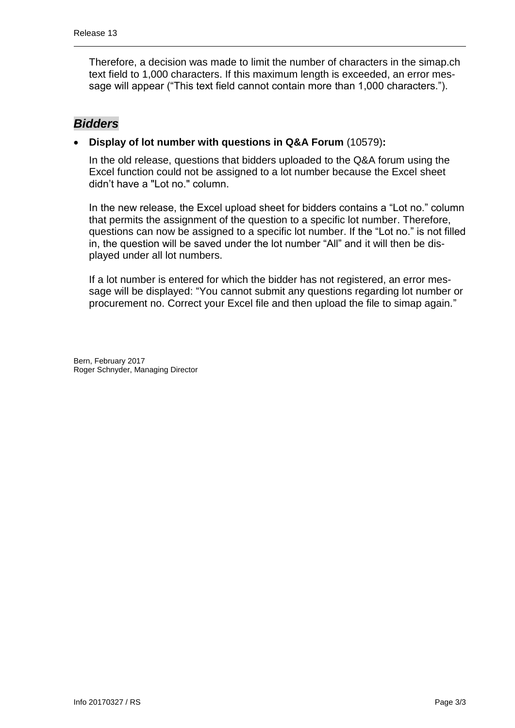Therefore, a decision was made to limit the number of characters in the simap.ch text field to 1,000 characters. If this maximum length is exceeded, an error message will appear ("This text field cannot contain more than 1,000 characters.").

## *Bidders*

- **Display of lot number with questions in Q&A Forum** (10579)**:**

  In the old release, questions that bidders uploaded to the Q&A forum using the Excel function could not be assigned to a lot number because the Excel sheet didn't have a "Lot no." column.

  In the new release, the Excel upload sheet for bidders contains a "Lot no." column that permits the assignment of the question to a specific lot number. Therefore, questions can now be assigned to a specific lot number. If the "Lot no." is not filled in, the question will be saved under the lot number "All" and it will then be displayed under all lot numbers.

  If a lot number is entered for which the bidder has not registered, an error message will be displayed: "You cannot submit any questions regarding lot number or procurement no. Correct your Excel file and then upload the file to simap again."

Bern, February 2017
Roger Schnyder, Managing Director